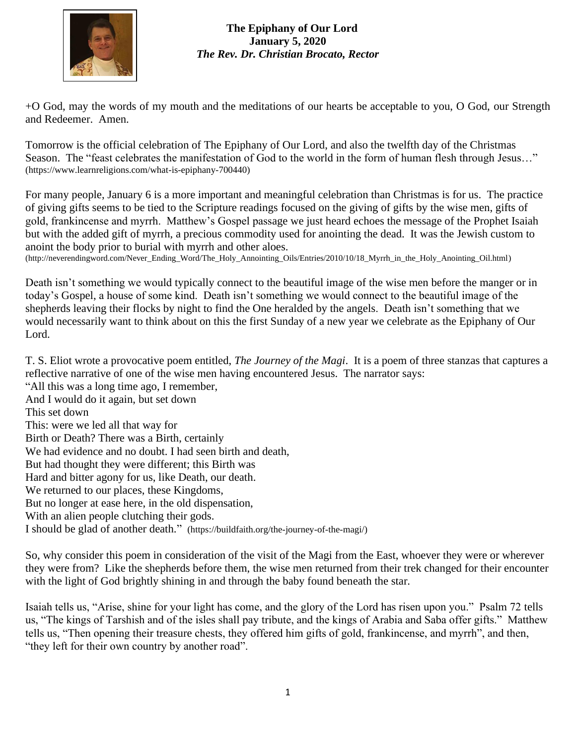**The Epiphany of Our Lord**
**January 5, 2020**
***The Rev. Dr. Christian Brocato, Rector***

+O God, may the words of my mouth and the meditations of our hearts be acceptable to you, O God, our Strength and Redeemer. Amen.

Tomorrow is the official celebration of The Epiphany of Our Lord, and also the twelfth day of the Christmas Season. The "feast celebrates the manifestation of God to the world in the form of human flesh through Jesus…" (https://www.learnreligions.com/what-is-epiphany-700440)

For many people, January 6 is a more important and meaningful celebration than Christmas is for us. The practice of giving gifts seems to be tied to the Scripture readings focused on the giving of gifts by the wise men, gifts of gold, frankincense and myrrh. Matthew's Gospel passage we just heard echoes the message of the Prophet Isaiah but with the added gift of myrrh, a precious commodity used for anointing the dead. It was the Jewish custom to anoint the body prior to burial with myrrh and other aloes.
(http://neverendingword.com/Never_Ending_Word/The_Holy_Annointing_Oils/Entries/2010/10/18_Myrrh_in_the_Holy_Anointing_Oil.html)

Death isn't something we would typically connect to the beautiful image of the wise men before the manger or in today's Gospel, a house of some kind. Death isn't something we would connect to the beautiful image of the shepherds leaving their flocks by night to find the One heralded by the angels. Death isn't something that we would necessarily want to think about on this the first Sunday of a new year we celebrate as the Epiphany of Our Lord.

T. S. Eliot wrote a provocative poem entitled, *The Journey of the Magi*. It is a poem of three stanzas that captures a reflective narrative of one of the wise men having encountered Jesus. The narrator says:
"All this was a long time ago, I remember,
And I would do it again, but set down
This set down
This: were we led all that way for
Birth or Death? There was a Birth, certainly
We had evidence and no doubt. I had seen birth and death,
But had thought they were different; this Birth was
Hard and bitter agony for us, like Death, our death.
We returned to our places, these Kingdoms,
But no longer at ease here, in the old dispensation,
With an alien people clutching their gods.
I should be glad of another death." (https://buildfaith.org/the-journey-of-the-magi/)

So, why consider this poem in consideration of the visit of the Magi from the East, whoever they were or wherever they were from? Like the shepherds before them, the wise men returned from their trek changed for their encounter with the light of God brightly shining in and through the baby found beneath the star.

Isaiah tells us, "Arise, shine for your light has come, and the glory of the Lord has risen upon you." Psalm 72 tells us, "The kings of Tarshish and of the isles shall pay tribute, and the kings of Arabia and Saba offer gifts." Matthew tells us, "Then opening their treasure chests, they offered him gifts of gold, frankincense, and myrrh", and then, "they left for their own country by another road".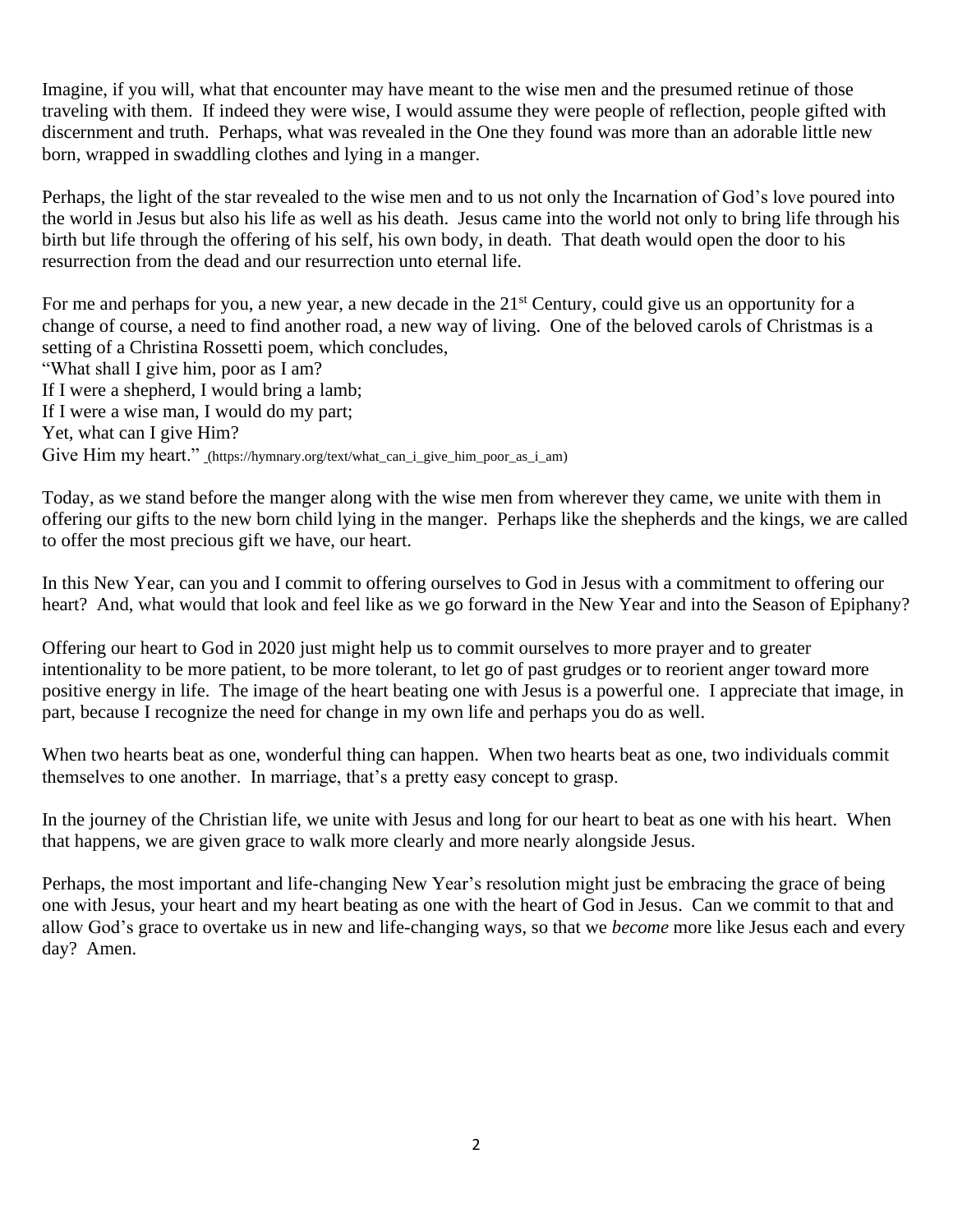Imagine, if you will, what that encounter may have meant to the wise men and the presumed retinue of those traveling with them. If indeed they were wise, I would assume they were people of reflection, people gifted with discernment and truth. Perhaps, what was revealed in the One they found was more than an adorable little new born, wrapped in swaddling clothes and lying in a manger.

Perhaps, the light of the star revealed to the wise men and to us not only the Incarnation of God's love poured into the world in Jesus but also his life as well as his death. Jesus came into the world not only to bring life through his birth but life through the offering of his self, his own body, in death. That death would open the door to his resurrection from the dead and our resurrection unto eternal life.

For me and perhaps for you, a new year, a new decade in the 21st Century, could give us an opportunity for a change of course, a need to find another road, a new way of living. One of the beloved carols of Christmas is a setting of a Christina Rossetti poem, which concludes,
"What shall I give him, poor as I am?
If I were a shepherd, I would bring a lamb;
If I were a wise man, I would do my part;
Yet, what can I give Him?
Give Him my heart." (https://hymnary.org/text/what_can_i_give_him_poor_as_i_am)

Today, as we stand before the manger along with the wise men from wherever they came, we unite with them in offering our gifts to the new born child lying in the manger. Perhaps like the shepherds and the kings, we are called to offer the most precious gift we have, our heart.

In this New Year, can you and I commit to offering ourselves to God in Jesus with a commitment to offering our heart? And, what would that look and feel like as we go forward in the New Year and into the Season of Epiphany?

Offering our heart to God in 2020 just might help us to commit ourselves to more prayer and to greater intentionality to be more patient, to be more tolerant, to let go of past grudges or to reorient anger toward more positive energy in life. The image of the heart beating one with Jesus is a powerful one. I appreciate that image, in part, because I recognize the need for change in my own life and perhaps you do as well.

When two hearts beat as one, wonderful thing can happen. When two hearts beat as one, two individuals commit themselves to one another. In marriage, that's a pretty easy concept to grasp.

In the journey of the Christian life, we unite with Jesus and long for our heart to beat as one with his heart. When that happens, we are given grace to walk more clearly and more nearly alongside Jesus.

Perhaps, the most important and life-changing New Year's resolution might just be embracing the grace of being one with Jesus, your heart and my heart beating as one with the heart of God in Jesus. Can we commit to that and allow God's grace to overtake us in new and life-changing ways, so that we *become* more like Jesus each and every day? Amen.